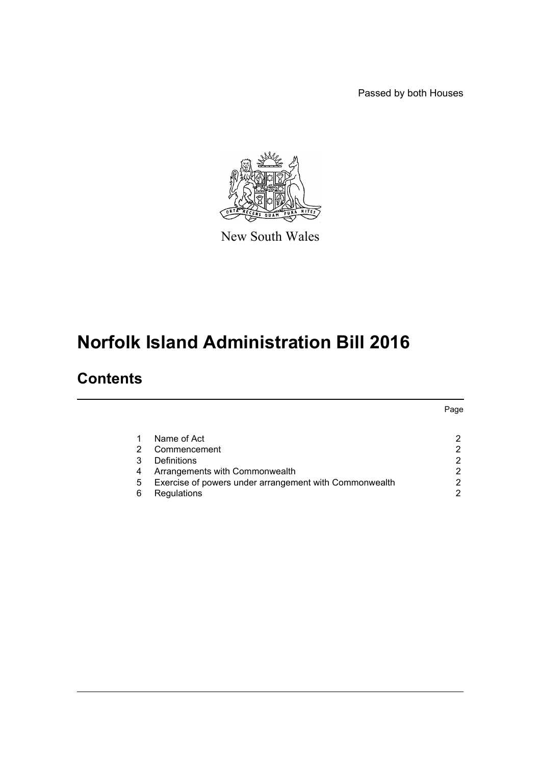Passed by both Houses

New South Wales

# Norfolk Island Administration Bill 2016

## Contents

| | | Page |
|---|---|---|
| 1 | Name of Act | 2 |
| 2 | Commencement | 2 |
| 3 | Definitions | 2 |
| 4 | Arrangements with Commonwealth | 2 |
| 5 | Exercise of powers under arrangement with Commonwealth | 2 |
| 6 | Regulations | 2 |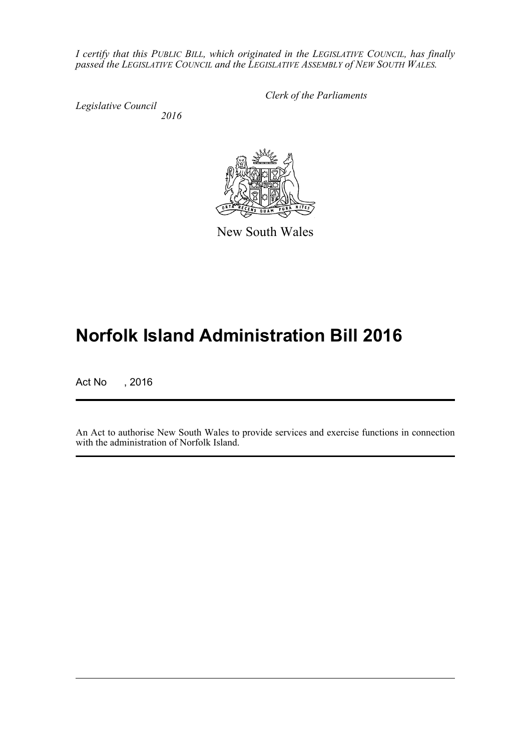*I certify that this PUBLIC BILL, which originated in the LEGISLATIVE COUNCIL, has finally passed the LEGISLATIVE COUNCIL and the LEGISLATIVE ASSEMBLY of NEW SOUTH WALES.*

*Clerk of the Parliaments*

*Legislative Council*
*2016*

New South Wales

# Norfolk Island Administration Bill 2016

Act No , 2016

An Act to authorise New South Wales to provide services and exercise functions in connection with the administration of Norfolk Island.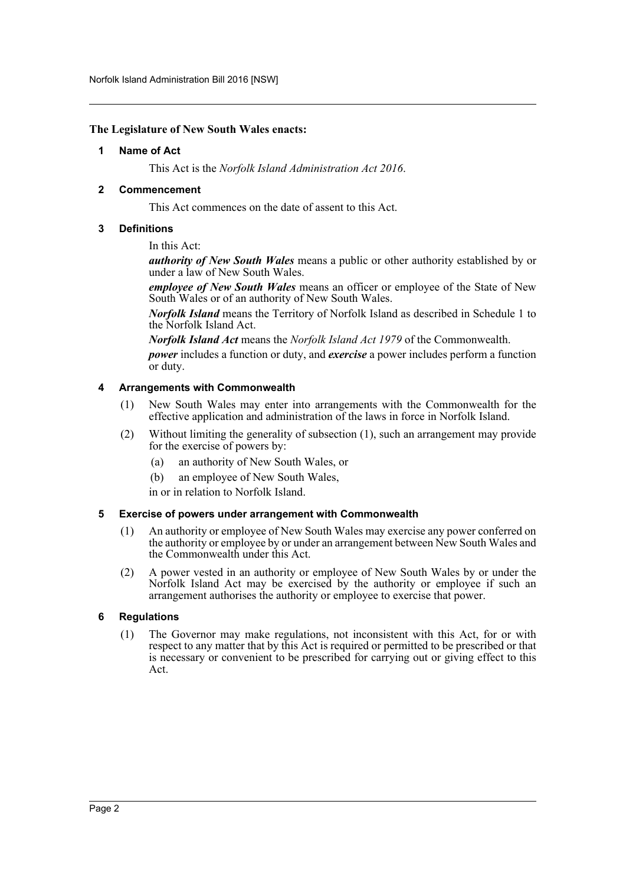**The Legislature of New South Wales enacts:**

## 1 Name of Act

This Act is the *Norfolk Island Administration Act 2016*.

## 2 Commencement

This Act commences on the date of assent to this Act.

## 3 Definitions

In this Act:

***authority of New South Wales*** means a public or other authority established by or under a law of New South Wales.

***employee of New South Wales*** means an officer or employee of the State of New South Wales or of an authority of New South Wales.

***Norfolk Island*** means the Territory of Norfolk Island as described in Schedule 1 to the Norfolk Island Act.

***Norfolk Island Act*** means the *Norfolk Island Act 1979* of the Commonwealth.

***power*** includes a function or duty, and ***exercise*** a power includes perform a function or duty.

## 4 Arrangements with Commonwealth

(1) New South Wales may enter into arrangements with the Commonwealth for the effective application and administration of the laws in force in Norfolk Island.

(2) Without limiting the generality of subsection (1), such an arrangement may provide for the exercise of powers by:

- (a) an authority of New South Wales, or
- (b) an employee of New South Wales,

in or in relation to Norfolk Island.

## 5 Exercise of powers under arrangement with Commonwealth

(1) An authority or employee of New South Wales may exercise any power conferred on the authority or employee by or under an arrangement between New South Wales and the Commonwealth under this Act.

(2) A power vested in an authority or employee of New South Wales by or under the Norfolk Island Act may be exercised by the authority or employee if such an arrangement authorises the authority or employee to exercise that power.

## 6 Regulations

(1) The Governor may make regulations, not inconsistent with this Act, for or with respect to any matter that by this Act is required or permitted to be prescribed or that is necessary or convenient to be prescribed for carrying out or giving effect to this Act.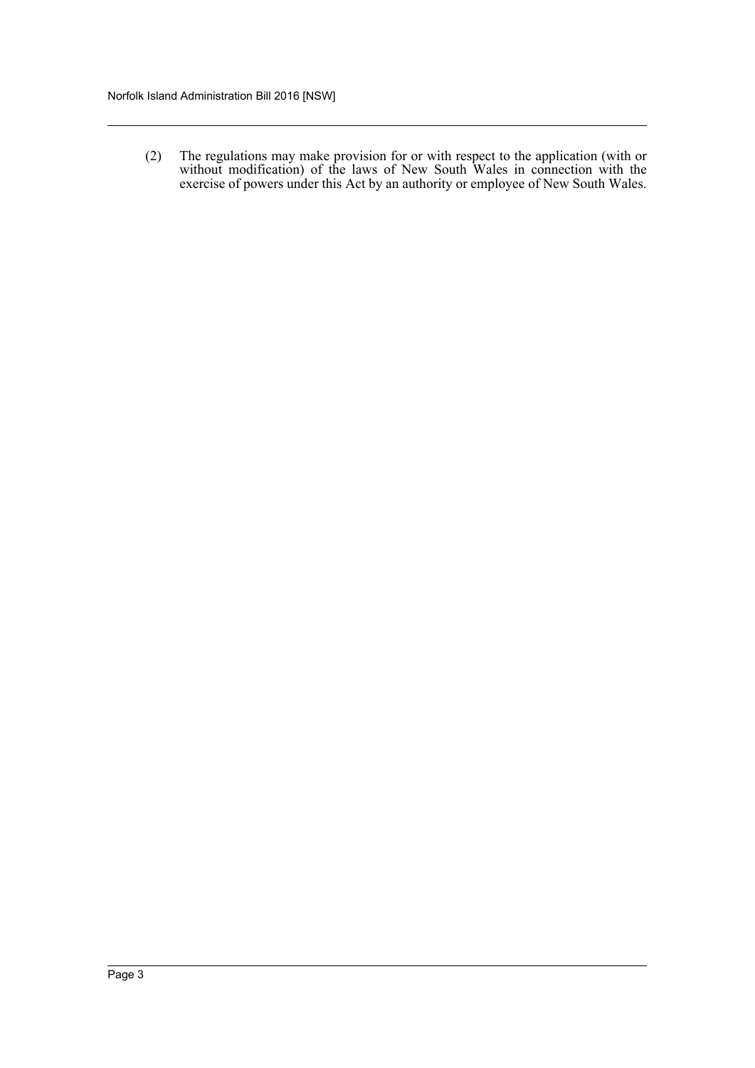(2) The regulations may make provision for or with respect to the application (with or without modification) of the laws of New South Wales in connection with the exercise of powers under this Act by an authority or employee of New South Wales.